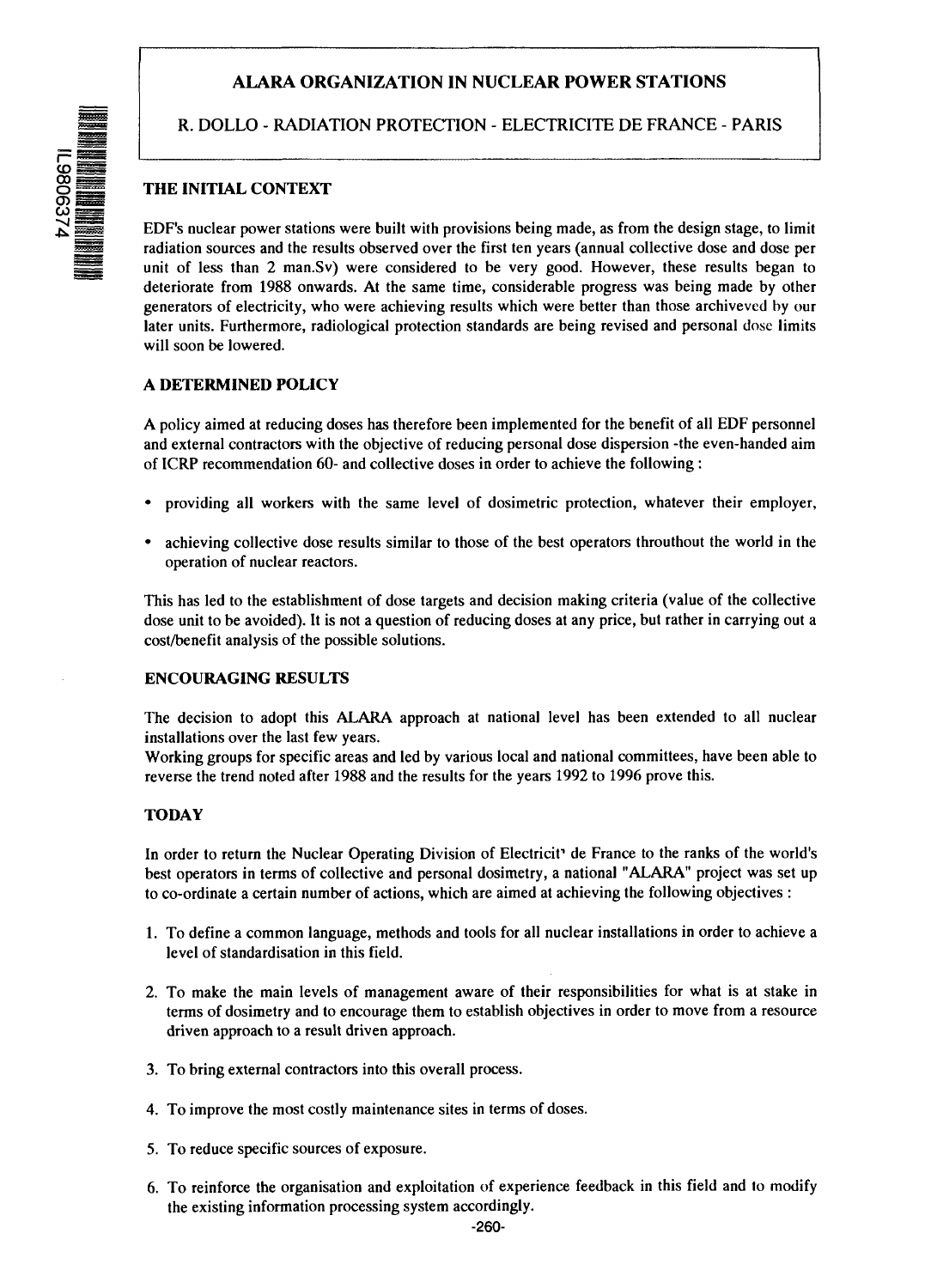# ALARA ORGANIZATION IN NUCLEAR POWER STATIONS

R. DOLLO - RADIATION PROTECTION - ELECTRICITE DE FRANCE - PARIS

## THE INITIAL CONTEXT

EDF's nuclear power stations were built with provisions being made, as from the design stage, to limit radiation sources and the results observed over the first ten years (annual collective dose and dose per unit of less than 2 man.Sv) were considered to be very good. However, these results began to deteriorate from 1988 onwards. At the same time, considerable progress was being made by other generators of electricity, who were achieving results which were better than those archiveved by our later units. Furthermore, radiological protection standards are being revised and personal dose limits will soon be lowered.

## A DETERMINED POLICY

A policy aimed at reducing doses has therefore been implemented for the benefit of all EDF personnel and external contractors with the objective of reducing personal dose dispersion -the even-handed aim of ICRP recommendation 60- and collective doses in order to achieve the following :

- providing all workers with the same level of dosimetric protection, whatever their employer,
- achieving collective dose results similar to those of the best operators throuthout the world in the operation of nuclear reactors.

This has led to the establishment of dose targets and decision making criteria (value of the collective dose unit to be avoided). It is not a question of reducing doses at any price, but rather in carrying out a cost/benefit analysis of the possible solutions.

## ENCOURAGING RESULTS

The decision to adopt this ALARA approach at national level has been extended to all nuclear installations over the last few years.
Working groups for specific areas and led by various local and national committees, have been able to reverse the trend noted after 1988 and the results for the years 1992 to 1996 prove this.

## TODAY

In order to return the Nuclear Operating Division of Electricit' de France to the ranks of the world's best operators in terms of collective and personal dosimetry, a national "ALARA" project was set up to co-ordinate a certain number of actions, which are aimed at achieving the following objectives :

1. To define a common language, methods and tools for all nuclear installations in order to achieve a level of standardisation in this field.
2. To make the main levels of management aware of their responsibilities for what is at stake in terms of dosimetry and to encourage them to establish objectives in order to move from a resource driven approach to a result driven approach.
3. To bring external contractors into this overall process.
4. To improve the most costly maintenance sites in terms of doses.
5. To reduce specific sources of exposure.
6. To reinforce the organisation and exploitation of experience feedback in this field and to modify the existing information processing system accordingly.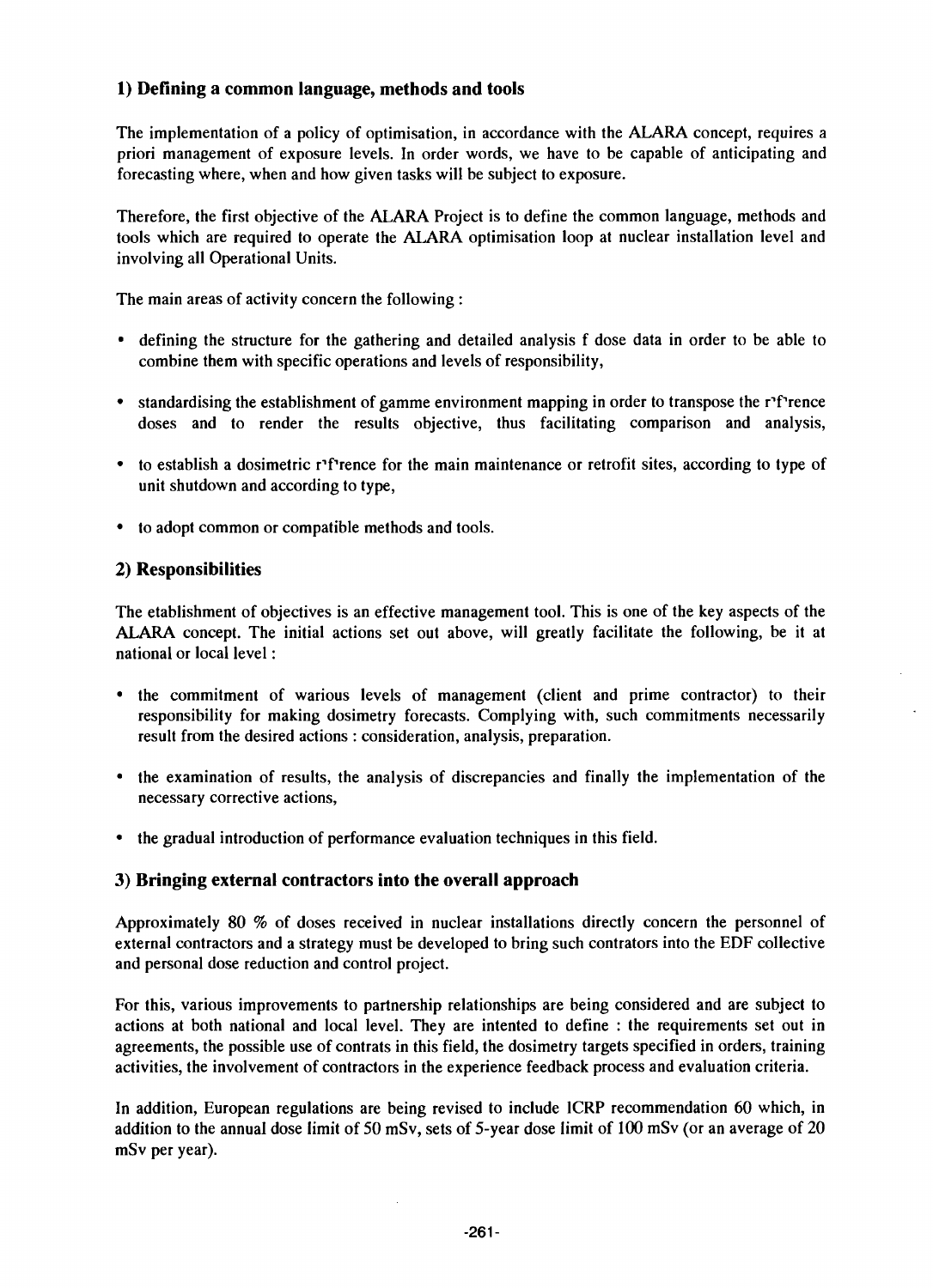## 1) Defining a common language, methods and tools

The implementation of a policy of optimisation, in accordance with the ALARA concept, requires a priori management of exposure levels. In order words, we have to be capable of anticipating and forecasting where, when and how given tasks will be subject to exposure.

Therefore, the first objective of the ALARA Project is to define the common language, methods and tools which are required to operate the ALARA optimisation loop at nuclear installation level and involving all Operational Units.

The main areas of activity concern the following :

- defining the structure for the gathering and detailed analysis f dose data in order to be able to combine them with specific operations and levels of responsibility,
- standardising the establishment of gamme environment mapping in order to transpose the r'f'rence doses and to render the results objective, thus facilitating comparison and analysis,
- to establish a dosimetric r'f'rence for the main maintenance or retrofit sites, according to type of unit shutdown and according to type,
- to adopt common or compatible methods and tools.

## 2) Responsibilities

The etablishment of objectives is an effective management tool. This is one of the key aspects of the ALARA concept. The initial actions set out above, will greatly facilitate the following, be it at national or local level :

- the commitment of warious levels of management (client and prime contractor) to their responsibility for making dosimetry forecasts. Complying with, such commitments necessarily result from the desired actions : consideration, analysis, preparation.
- the examination of results, the analysis of discrepancies and finally the implementation of the necessary corrective actions,
- the gradual introduction of performance evaluation techniques in this field.

## 3) Bringing external contractors into the overall approach

Approximately 80 % of doses received in nuclear installations directly concern the personnel of external contractors and a strategy must be developed to bring such contrators into the EDF collective and personal dose reduction and control project.

For this, various improvements to partnership relationships are being considered and are subject to actions at both national and local level. They are intented to define : the requirements set out in agreements, the possible use of contrats in this field, the dosimetry targets specified in orders, training activities, the involvement of contractors in the experience feedback process and evaluation criteria.

In addition, European regulations are being revised to include ICRP recommendation 60 which, in addition to the annual dose limit of 50 mSv, sets of 5-year dose limit of 100 mSv (or an average of 20 mSv per year).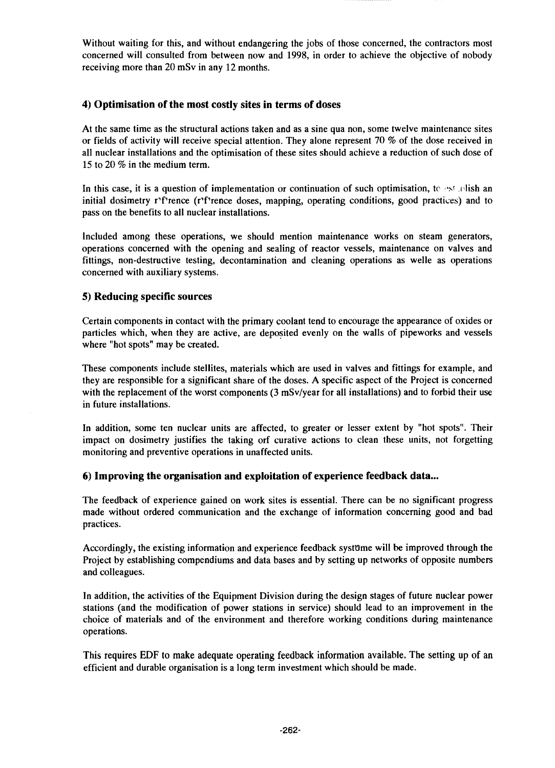Without waiting for this, and without endangering the jobs of those concerned, the contractors most concerned will consulted from between now and 1998, in order to achieve the objective of nobody receiving more than 20 mSv in any 12 months.

## 4) Optimisation of the most costly sites in terms of doses

At the same time as the structural actions taken and as a sine qua non, some twelve maintenance sites or fields of activity will receive special attention. They alone represent 70 % of the dose received in all nuclear installations and the optimisation of these sites should achieve a reduction of such dose of 15 to 20 % in the medium term.

In this case, it is a question of implementation or continuation of such optimisation, to establish an initial dosimetry réference (réference doses, mapping, operating conditions, good practices) and to pass on the benefits to all nuclear installations.

Included among these operations, we should mention maintenance works on steam generators, operations concerned with the opening and sealing of reactor vessels, maintenance on valves and fittings, non-destructive testing, decontamination and cleaning operations as welle as operations concerned with auxiliary systems.

## 5) Reducing specific sources

Certain components in contact with the primary coolant tend to encourage the appearance of oxides or particles which, when they are active, are deposited evenly on the walls of pipeworks and vessels where "hot spots" may be created.

These components include stellites, materials which are used in valves and fittings for example, and they are responsible for a significant share of the doses. A specific aspect of the Project is concerned with the replacement of the worst components (3 mSv/year for all installations) and to forbid their use in future installations.

In addition, some ten nuclear units are affected, to greater or lesser extent by "hot spots". Their impact on dosimetry justifies the taking orf curative actions to clean these units, not forgetting monitoring and preventive operations in unaffected units.

## 6) Improving the organisation and exploitation of experience feedback data...

The feedback of experience gained on work sites is essential. There can be no significant progress made without ordered communication and the exchange of information concerning good and bad practices.

Accordingly, the existing information and experience feedback systême will be improved through the Project by establishing compendiums and data bases and by setting up networks of opposite numbers and colleagues.

In addition, the activities of the Equipment Division during the design stages of future nuclear power stations (and the modification of power stations in service) should lead to an improvement in the choice of materials and of the environment and therefore working conditions during maintenance operations.

This requires EDF to make adequate operating feedback information available. The setting up of an efficient and durable organisation is a long term investment which should be made.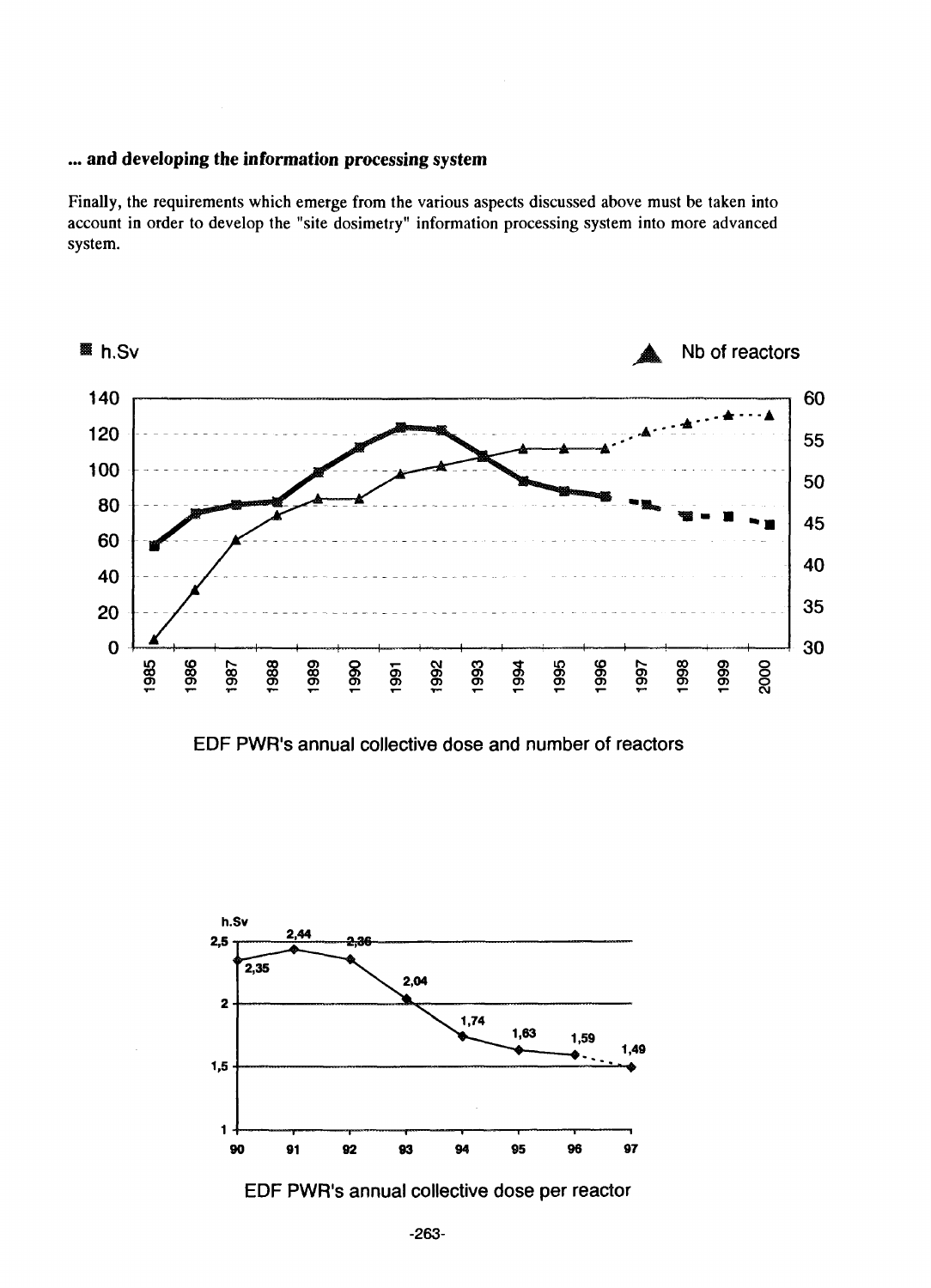### ... and developing the information processing system

Finally, the requirements which emerge from the various aspects discussed above must be taken into account in order to develop the "site dosimetry" information processing system into more advanced system.

h.Sv

Nb of reactors

140
120
100
80
60
40
20
0

60
55
50
45
40
35
30

1985 1986 1987 1988 1989 1990 1991 1992 1993 1994 1995 1996 1997 1998 1999 2000

EDF PWR's annual collective dose and number of reactors

h.Sv

2,5
2
1,5
1

2,35 2,44 2,36 2,04 1,74 1,63 1,59 1,49

90 91 92 93 94 95 96 97

EDF PWR's annual collective dose per reactor